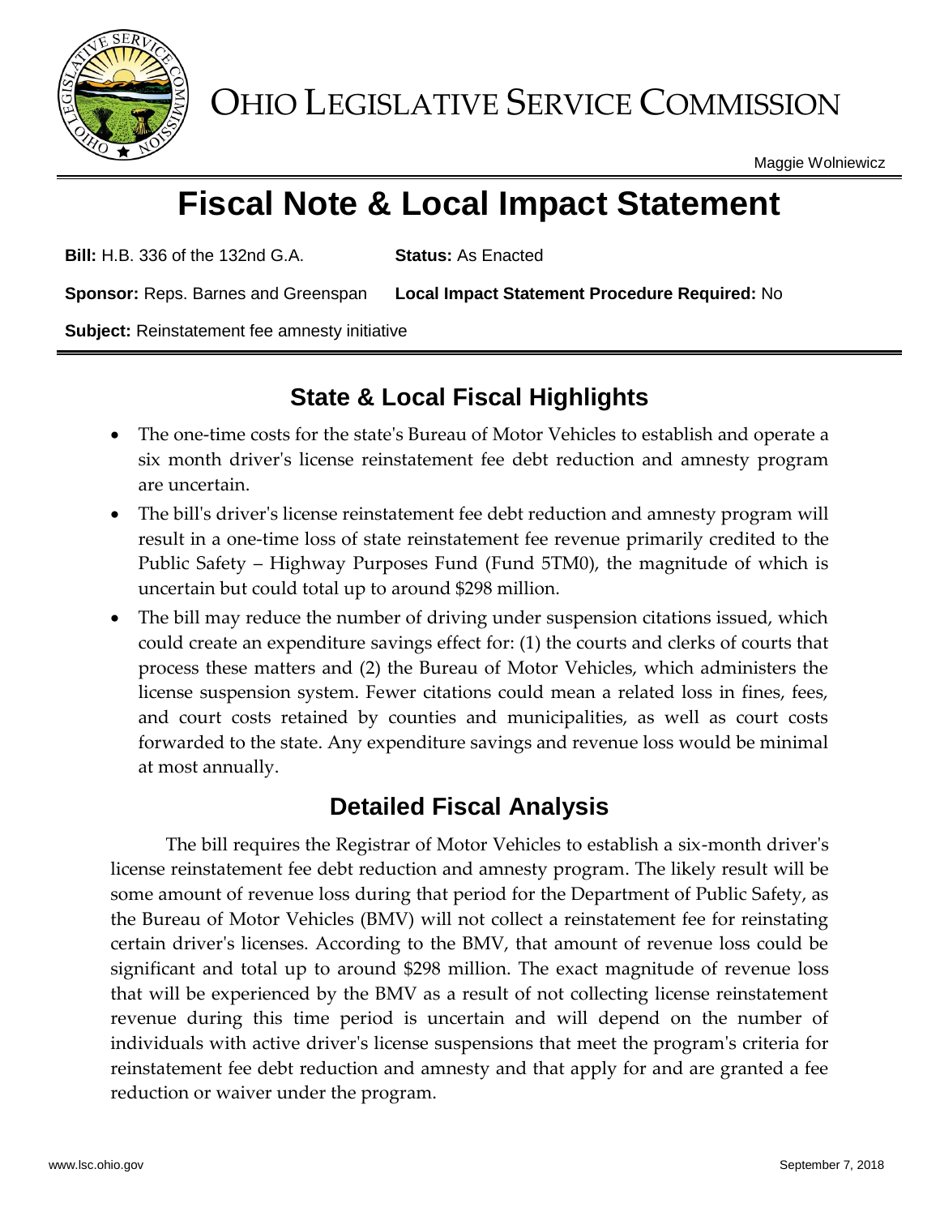# OHIO LEGISLATIVE SERVICE COMMISSION

Maggie Wolniewicz

# Fiscal Note & Local Impact Statement

**Bill:** H.B. 336 of the 132nd G.A. **Status:** As Enacted

**Sponsor:** Reps. Barnes and Greenspan **Local Impact Statement Procedure Required:** No

**Subject:** Reinstatement fee amnesty initiative

## State & Local Fiscal Highlights

- The one-time costs for the state's Bureau of Motor Vehicles to establish and operate a six month driver's license reinstatement fee debt reduction and amnesty program are uncertain.
- The bill's driver's license reinstatement fee debt reduction and amnesty program will result in a one-time loss of state reinstatement fee revenue primarily credited to the Public Safety – Highway Purposes Fund (Fund 5TM0), the magnitude of which is uncertain but could total up to around $298 million.
- The bill may reduce the number of driving under suspension citations issued, which could create an expenditure savings effect for: (1) the courts and clerks of courts that process these matters and (2) the Bureau of Motor Vehicles, which administers the license suspension system. Fewer citations could mean a related loss in fines, fees, and court costs retained by counties and municipalities, as well as court costs forwarded to the state. Any expenditure savings and revenue loss would be minimal at most annually.

## Detailed Fiscal Analysis

The bill requires the Registrar of Motor Vehicles to establish a six-month driver's license reinstatement fee debt reduction and amnesty program. The likely result will be some amount of revenue loss during that period for the Department of Public Safety, as the Bureau of Motor Vehicles (BMV) will not collect a reinstatement fee for reinstating certain driver's licenses. According to the BMV, that amount of revenue loss could be significant and total up to around $298 million. The exact magnitude of revenue loss that will be experienced by the BMV as a result of not collecting license reinstatement revenue during this time period is uncertain and will depend on the number of individuals with active driver's license suspensions that meet the program's criteria for reinstatement fee debt reduction and amnesty and that apply for and are granted a fee reduction or waiver under the program.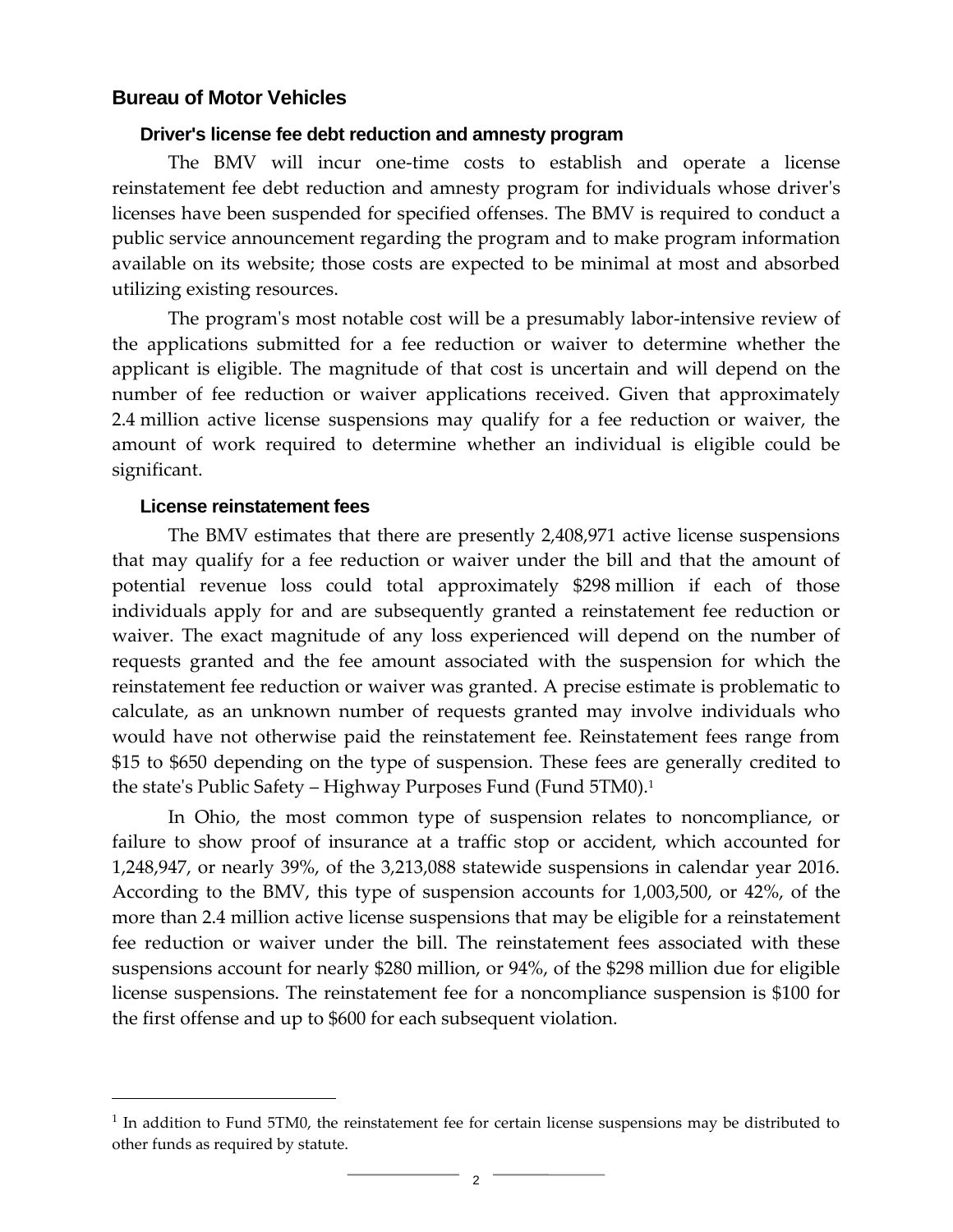## Bureau of Motor Vehicles

### Driver's license fee debt reduction and amnesty program

The BMV will incur one-time costs to establish and operate a license reinstatement fee debt reduction and amnesty program for individuals whose driver's licenses have been suspended for specified offenses. The BMV is required to conduct a public service announcement regarding the program and to make program information available on its website; those costs are expected to be minimal at most and absorbed utilizing existing resources.

The program's most notable cost will be a presumably labor-intensive review of the applications submitted for a fee reduction or waiver to determine whether the applicant is eligible. The magnitude of that cost is uncertain and will depend on the number of fee reduction or waiver applications received. Given that approximately 2.4 million active license suspensions may qualify for a fee reduction or waiver, the amount of work required to determine whether an individual is eligible could be significant.

### License reinstatement fees

The BMV estimates that there are presently 2,408,971 active license suspensions that may qualify for a fee reduction or waiver under the bill and that the amount of potential revenue loss could total approximately $298 million if each of those individuals apply for and are subsequently granted a reinstatement fee reduction or waiver. The exact magnitude of any loss experienced will depend on the number of requests granted and the fee amount associated with the suspension for which the reinstatement fee reduction or waiver was granted. A precise estimate is problematic to calculate, as an unknown number of requests granted may involve individuals who would have not otherwise paid the reinstatement fee. Reinstatement fees range from $15 to $650 depending on the type of suspension. These fees are generally credited to the state's Public Safety – Highway Purposes Fund (Fund 5TM0).[1]

In Ohio, the most common type of suspension relates to noncompliance, or failure to show proof of insurance at a traffic stop or accident, which accounted for 1,248,947, or nearly 39%, of the 3,213,088 statewide suspensions in calendar year 2016. According to the BMV, this type of suspension accounts for 1,003,500, or 42%, of the more than 2.4 million active license suspensions that may be eligible for a reinstatement fee reduction or waiver under the bill. The reinstatement fees associated with these suspensions account for nearly $280 million, or 94%, of the $298 million due for eligible license suspensions. The reinstatement fee for a noncompliance suspension is $100 for the first offense and up to $600 for each subsequent violation.

---

[1] In addition to Fund 5TM0, the reinstatement fee for certain license suspensions may be distributed to other funds as required by statute.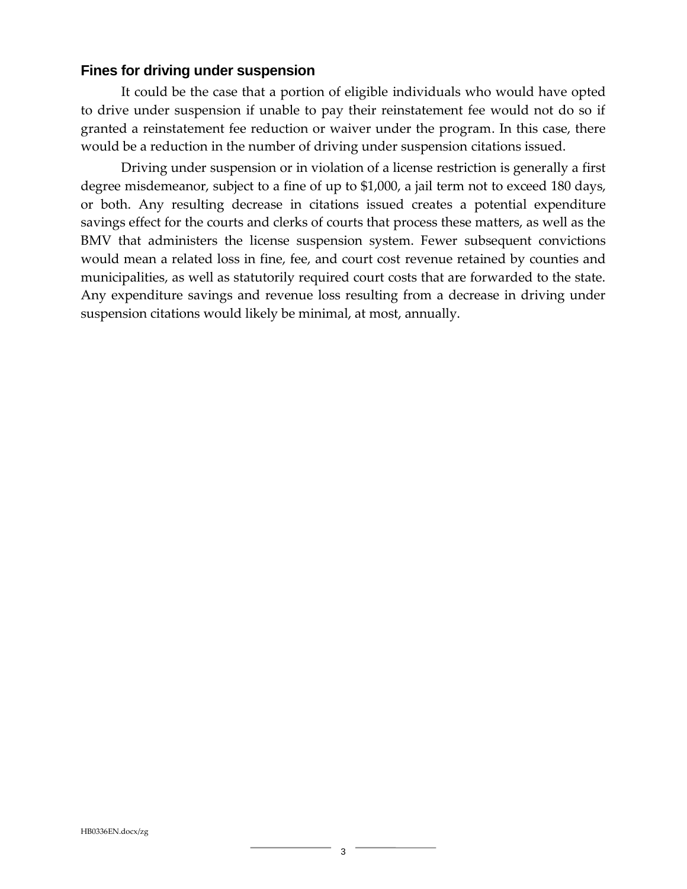## Fines for driving under suspension

It could be the case that a portion of eligible individuals who would have opted to drive under suspension if unable to pay their reinstatement fee would not do so if granted a reinstatement fee reduction or waiver under the program. In this case, there would be a reduction in the number of driving under suspension citations issued.

Driving under suspension or in violation of a license restriction is generally a first degree misdemeanor, subject to a fine of up to $1,000, a jail term not to exceed 180 days, or both. Any resulting decrease in citations issued creates a potential expenditure savings effect for the courts and clerks of courts that process these matters, as well as the BMV that administers the license suspension system. Fewer subsequent convictions would mean a related loss in fine, fee, and court cost revenue retained by counties and municipalities, as well as statutorily required court costs that are forwarded to the state. Any expenditure savings and revenue loss resulting from a decrease in driving under suspension citations would likely be minimal, at most, annually.

HB0336EN.docx/zg